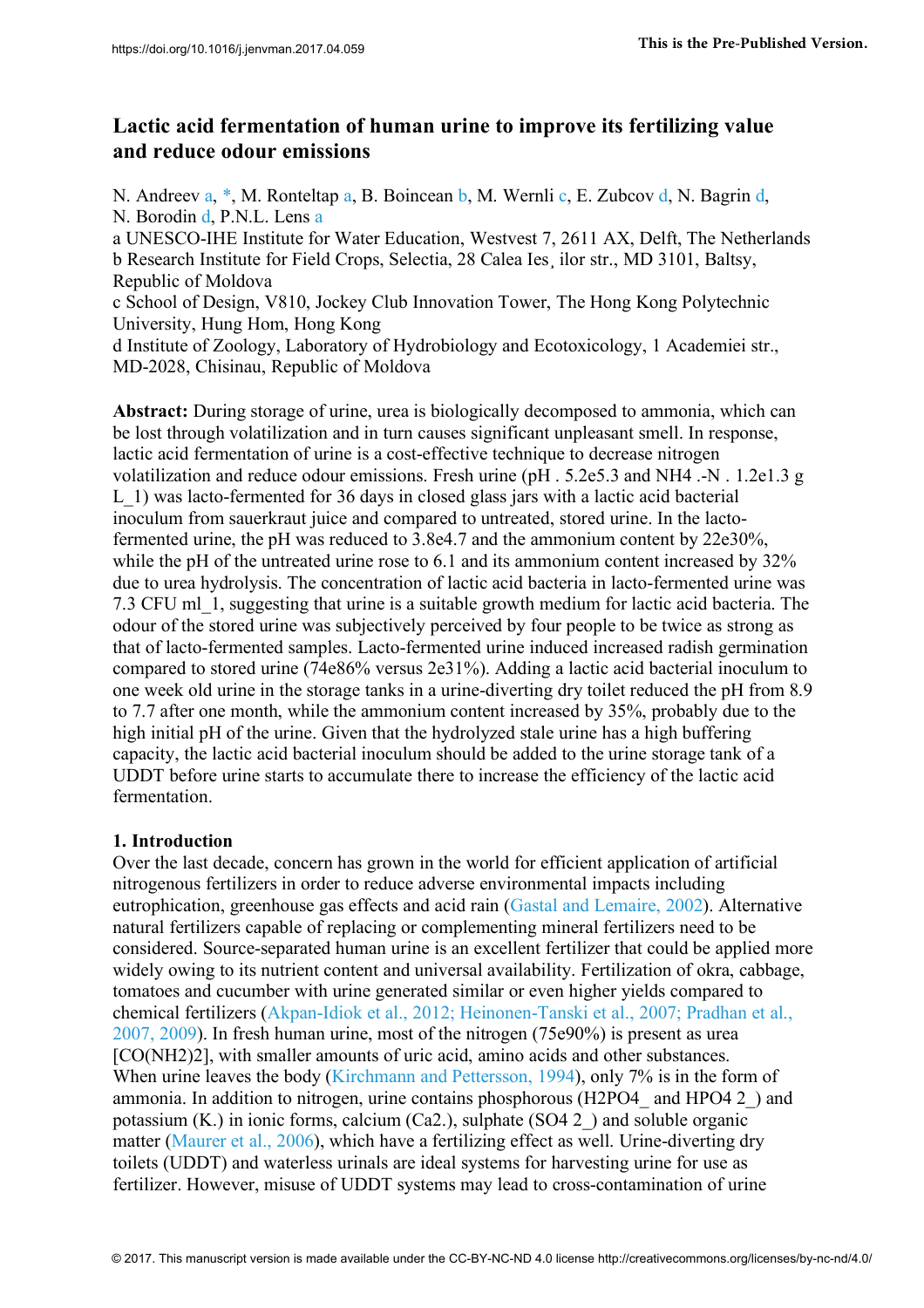https://doi.org/10.1016/j.jenvman.2017.04.059

**This is the Pre-Published Version.**

# Lactic acid fermentation of human urine to improve its fertilizing value and reduce odour emissions

N. Andreev [a], [*], M. Ronteltap [a], B. Boincean [b], M. Wernli [c], E. Zubcov [d], N. Bagrin [d], N. Borodin [d], P.N.L. Lens [a]

a UNESCO-IHE Institute for Water Education, Westvest 7, 2611 AX, Delft, The Netherlands
b Research Institute for Field Crops, Selectia, 28 Calea Ies¸ ilor str., MD 3101, Baltsy, Republic of Moldova
c School of Design, V810, Jockey Club Innovation Tower, The Hong Kong Polytechnic University, Hung Hom, Hong Kong
d Institute of Zoology, Laboratory of Hydrobiology and Ecotoxicology, 1 Academiei str., MD-2028, Chisinau, Republic of Moldova

**Abstract:** During storage of urine, urea is biologically decomposed to ammonia, which can be lost through volatilization and in turn causes significant unpleasant smell. In response, lactic acid fermentation of urine is a cost-effective technique to decrease nitrogen volatilization and reduce odour emissions. Fresh urine (pH . 5.2e5.3 and NH4 .-N . 1.2e1.3 g L_1) was lacto-fermented for 36 days in closed glass jars with a lactic acid bacterial inoculum from sauerkraut juice and compared to untreated, stored urine. In the lacto-fermented urine, the pH was reduced to 3.8e4.7 and the ammonium content by 22e30%, while the pH of the untreated urine rose to 6.1 and its ammonium content increased by 32% due to urea hydrolysis. The concentration of lactic acid bacteria in lacto-fermented urine was 7.3 CFU ml_1, suggesting that urine is a suitable growth medium for lactic acid bacteria. The odour of the stored urine was subjectively perceived by four people to be twice as strong as that of lacto-fermented samples. Lacto-fermented urine induced increased radish germination compared to stored urine (74e86% versus 2e31%). Adding a lactic acid bacterial inoculum to one week old urine in the storage tanks in a urine-diverting dry toilet reduced the pH from 8.9 to 7.7 after one month, while the ammonium content increased by 35%, probably due to the high initial pH of the urine. Given that the hydrolyzed stale urine has a high buffering capacity, the lactic acid bacterial inoculum should be added to the urine storage tank of a UDDT before urine starts to accumulate there to increase the efficiency of the lactic acid fermentation.

## 1. Introduction

Over the last decade, concern has grown in the world for efficient application of artificial nitrogenous fertilizers in order to reduce adverse environmental impacts including eutrophication, greenhouse gas effects and acid rain (Gastal and Lemaire, 2002). Alternative natural fertilizers capable of replacing or complementing mineral fertilizers need to be considered. Source-separated human urine is an excellent fertilizer that could be applied more widely owing to its nutrient content and universal availability. Fertilization of okra, cabbage, tomatoes and cucumber with urine generated similar or even higher yields compared to chemical fertilizers (Akpan-Idiok et al., 2012; Heinonen-Tanski et al., 2007; Pradhan et al., 2007, 2009). In fresh human urine, most of the nitrogen (75e90%) is present as urea [CO(NH2)2], with smaller amounts of uric acid, amino acids and other substances. When urine leaves the body (Kirchmann and Pettersson, 1994), only 7% is in the form of ammonia. In addition to nitrogen, urine contains phosphorous (H2PO4_ and HPO4 2_) and potassium (K.) in ionic forms, calcium (Ca2.), sulphate (SO4 2_) and soluble organic matter (Maurer et al., 2006), which have a fertilizing effect as well. Urine-diverting dry toilets (UDDT) and waterless urinals are ideal systems for harvesting urine for use as fertilizer. However, misuse of UDDT systems may lead to cross-contamination of urine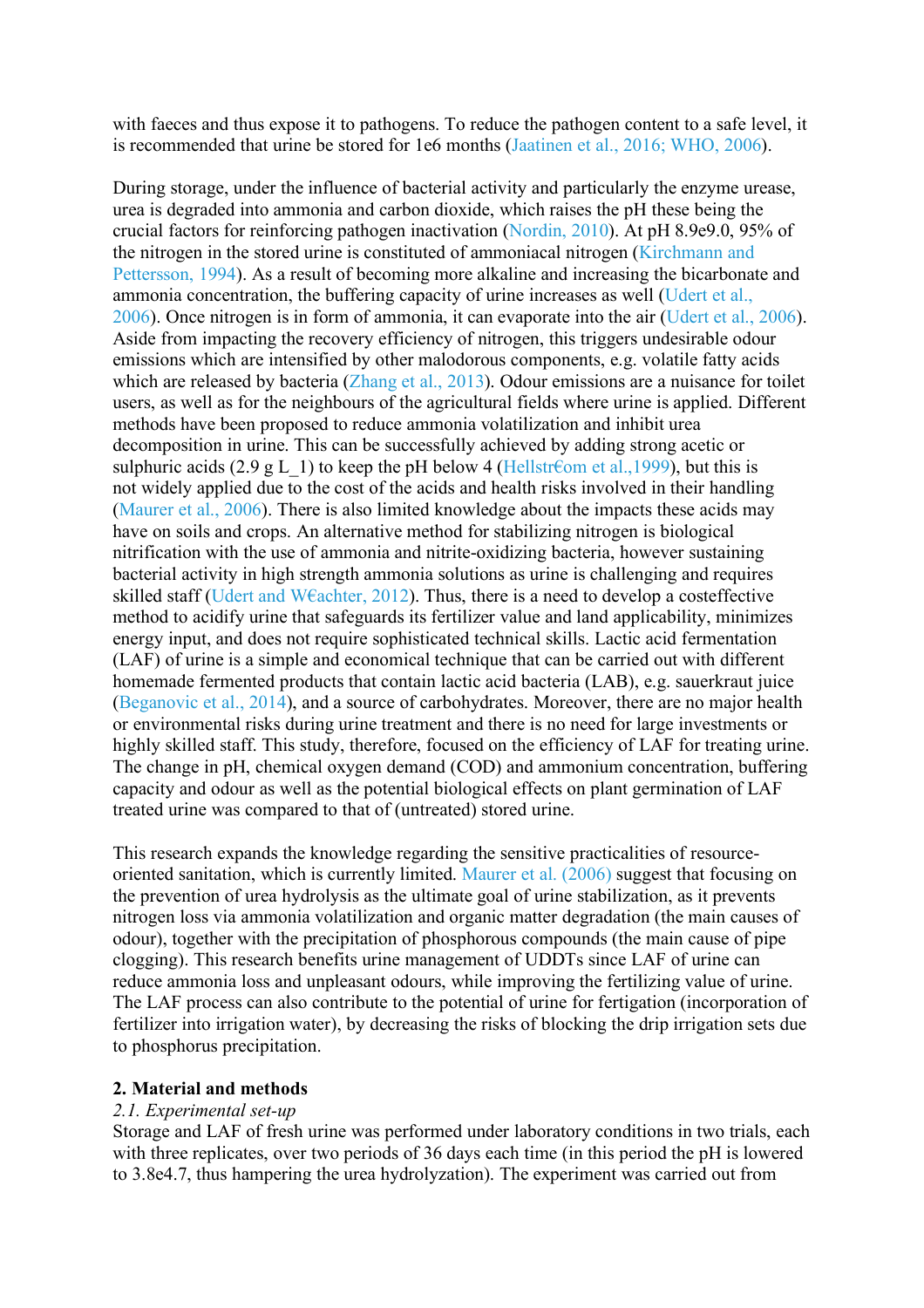with faeces and thus expose it to pathogens. To reduce the pathogen content to a safe level, it is recommended that urine be stored for 1e6 months (Jaatinen et al., 2016; WHO, 2006).

During storage, under the influence of bacterial activity and particularly the enzyme urease, urea is degraded into ammonia and carbon dioxide, which raises the pH these being the crucial factors for reinforcing pathogen inactivation (Nordin, 2010). At pH 8.9e9.0, 95% of the nitrogen in the stored urine is constituted of ammoniacal nitrogen (Kirchmann and Pettersson, 1994). As a result of becoming more alkaline and increasing the bicarbonate and ammonia concentration, the buffering capacity of urine increases as well (Udert et al., 2006). Once nitrogen is in form of ammonia, it can evaporate into the air (Udert et al., 2006). Aside from impacting the recovery efficiency of nitrogen, this triggers undesirable odour emissions which are intensified by other malodorous components, e.g. volatile fatty acids which are released by bacteria (Zhang et al., 2013). Odour emissions are a nuisance for toilet users, as well as for the neighbours of the agricultural fields where urine is applied. Different methods have been proposed to reduce ammonia volatilization and inhibit urea decomposition in urine. This can be successfully achieved by adding strong acetic or sulphuric acids (2.9 g L_1) to keep the pH below 4 (Hellstr€om et al.,1999), but this is not widely applied due to the cost of the acids and health risks involved in their handling (Maurer et al., 2006). There is also limited knowledge about the impacts these acids may have on soils and crops. An alternative method for stabilizing nitrogen is biological nitrification with the use of ammonia and nitrite-oxidizing bacteria, however sustaining bacterial activity in high strength ammonia solutions as urine is challenging and requires skilled staff (Udert and W€achter, 2012). Thus, there is a need to develop a costeffective method to acidify urine that safeguards its fertilizer value and land applicability, minimizes energy input, and does not require sophisticated technical skills. Lactic acid fermentation (LAF) of urine is a simple and economical technique that can be carried out with different homemade fermented products that contain lactic acid bacteria (LAB), e.g. sauerkraut juice (Beganovic et al., 2014), and a source of carbohydrates. Moreover, there are no major health or environmental risks during urine treatment and there is no need for large investments or highly skilled staff. This study, therefore, focused on the efficiency of LAF for treating urine. The change in pH, chemical oxygen demand (COD) and ammonium concentration, buffering capacity and odour as well as the potential biological effects on plant germination of LAF treated urine was compared to that of (untreated) stored urine.

This research expands the knowledge regarding the sensitive practicalities of resource-oriented sanitation, which is currently limited. Maurer et al. (2006) suggest that focusing on the prevention of urea hydrolysis as the ultimate goal of urine stabilization, as it prevents nitrogen loss via ammonia volatilization and organic matter degradation (the main causes of odour), together with the precipitation of phosphorous compounds (the main cause of pipe clogging). This research benefits urine management of UDDTs since LAF of urine can reduce ammonia loss and unpleasant odours, while improving the fertilizing value of urine. The LAF process can also contribute to the potential of urine for fertigation (incorporation of fertilizer into irrigation water), by decreasing the risks of blocking the drip irrigation sets due to phosphorus precipitation.

## 2. Material and methods

### *2.1. Experimental set-up*

Storage and LAF of fresh urine was performed under laboratory conditions in two trials, each with three replicates, over two periods of 36 days each time (in this period the pH is lowered to 3.8e4.7, thus hampering the urea hydrolyzation). The experiment was carried out from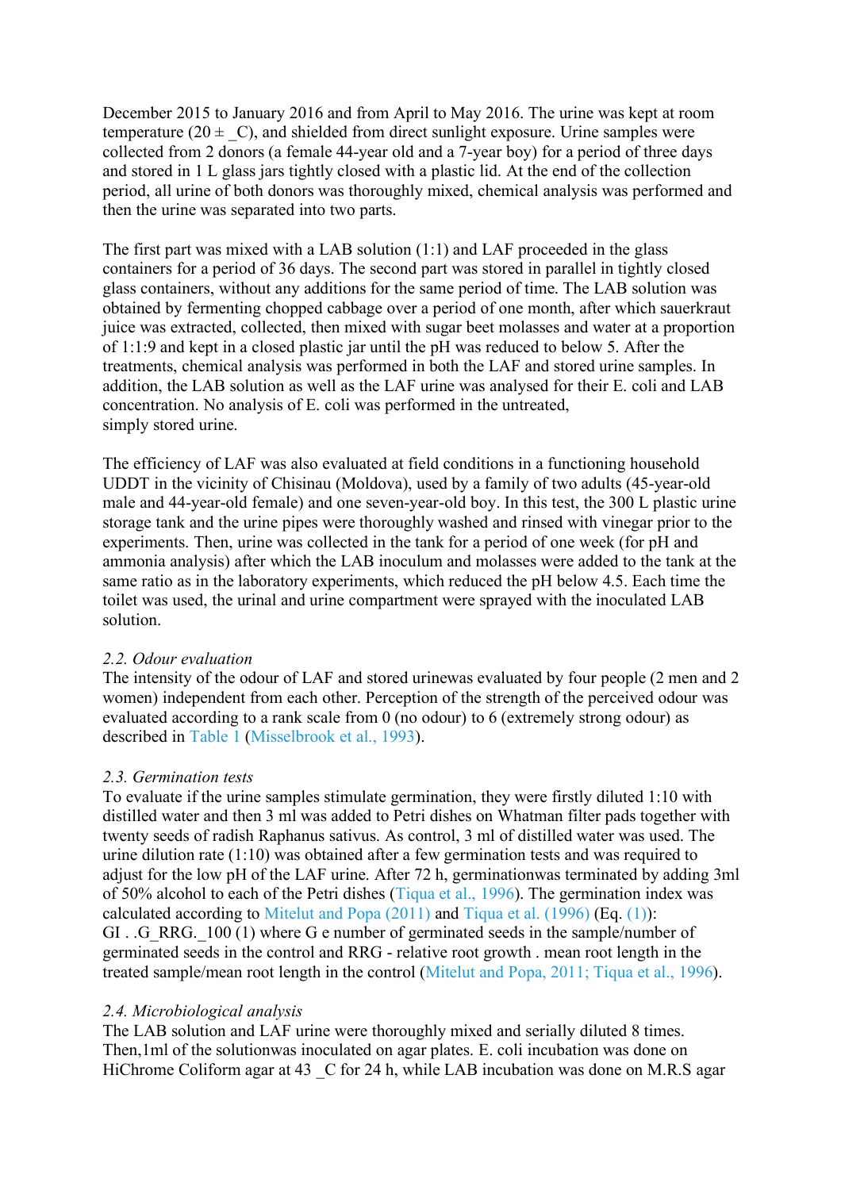December 2015 to January 2016 and from April to May 2016. The urine was kept at room temperature (20 ± _C), and shielded from direct sunlight exposure. Urine samples were collected from 2 donors (a female 44-year old and a 7-year boy) for a period of three days and stored in 1 L glass jars tightly closed with a plastic lid. At the end of the collection period, all urine of both donors was thoroughly mixed, chemical analysis was performed and then the urine was separated into two parts.

The first part was mixed with a LAB solution (1:1) and LAF proceeded in the glass containers for a period of 36 days. The second part was stored in parallel in tightly closed glass containers, without any additions for the same period of time. The LAB solution was obtained by fermenting chopped cabbage over a period of one month, after which sauerkraut juice was extracted, collected, then mixed with sugar beet molasses and water at a proportion of 1:1:9 and kept in a closed plastic jar until the pH was reduced to below 5. After the treatments, chemical analysis was performed in both the LAF and stored urine samples. In addition, the LAB solution as well as the LAF urine was analysed for their E. coli and LAB concentration. No analysis of E. coli was performed in the untreated, simply stored urine.

The efficiency of LAF was also evaluated at field conditions in a functioning household UDDT in the vicinity of Chisinau (Moldova), used by a family of two adults (45-year-old male and 44-year-old female) and one seven-year-old boy. In this test, the 300 L plastic urine storage tank and the urine pipes were thoroughly washed and rinsed with vinegar prior to the experiments. Then, urine was collected in the tank for a period of one week (for pH and ammonia analysis) after which the LAB inoculum and molasses were added to the tank at the same ratio as in the laboratory experiments, which reduced the pH below 4.5. Each time the toilet was used, the urinal and urine compartment were sprayed with the inoculated LAB solution.

*2.2. Odour evaluation*

The intensity of the odour of LAF and stored urinewas evaluated by four people (2 men and 2 women) independent from each other. Perception of the strength of the perceived odour was evaluated according to a rank scale from 0 (no odour) to 6 (extremely strong odour) as described in Table 1 (Misselbrook et al., 1993).

*2.3. Germination tests*

To evaluate if the urine samples stimulate germination, they were firstly diluted 1:10 with distilled water and then 3 ml was added to Petri dishes on Whatman filter pads together with twenty seeds of radish Raphanus sativus. As control, 3 ml of distilled water was used. The urine dilution rate (1:10) was obtained after a few germination tests and was required to adjust for the low pH of the LAF urine. After 72 h, germinationwas terminated by adding 3ml of 50% alcohol to each of the Petri dishes (Tiqua et al., 1996). The germination index was calculated according to Mitelut and Popa (2011) and Tiqua et al. (1996) (Eq. (1)):
GI . .G_RRG._100 (1) where G e number of germinated seeds in the sample/number of germinated seeds in the control and RRG - relative root growth . mean root length in the treated sample/mean root length in the control (Mitelut and Popa, 2011; Tiqua et al., 1996).

*2.4. Microbiological analysis*

The LAB solution and LAF urine were thoroughly mixed and serially diluted 8 times. Then,1ml of the solutionwas inoculated on agar plates. E. coli incubation was done on HiChrome Coliform agar at 43 _C for 24 h, while LAB incubation was done on M.R.S agar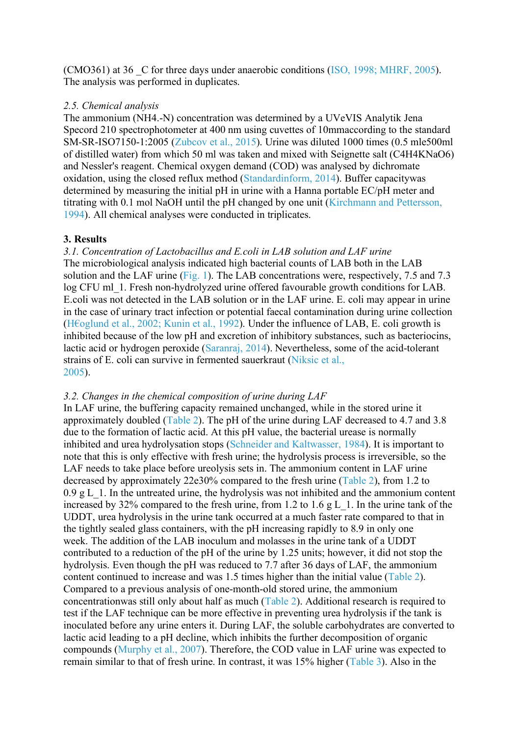(CMO361) at 36 _C for three days under anaerobic conditions (ISO, 1998; MHRF, 2005). The analysis was performed in duplicates.

### 2.5. Chemical analysis

The ammonium (NH4.-N) concentration was determined by a UVeVIS Analytik Jena Specord 210 spectrophotometer at 400 nm using cuvettes of 10mmaccording to the standard SM-SR-ISO7150-1:2005 (Zubcov et al., 2015). Urine was diluted 1000 times (0.5 mle500ml of distilled water) from which 50 ml was taken and mixed with Seignette salt ($C_4H_4KNaO_6$) and Nessler's reagent. Chemical oxygen demand (COD) was analysed by dichromate oxidation, using the closed reflux method (Standardinform, 2014). Buffer capacitywas determined by measuring the initial pH in urine with a Hanna portable EC/pH meter and titrating with 0.1 mol NaOH until the pH changed by one unit (Kirchmann and Pettersson, 1994). All chemical analyses were conducted in triplicates.

## 3. Results

### 3.1. Concentration of Lactobacillus and E.coli in LAB solution and LAF urine

The microbiological analysis indicated high bacterial counts of LAB both in the LAB solution and the LAF urine (Fig. 1). The LAB concentrations were, respectively, 7.5 and 7.3 log CFU ml_1. Fresh non-hydrolyzed urine offered favourable growth conditions for LAB. E.coli was not detected in the LAB solution or in the LAF urine. E. coli may appear in urine in the case of urinary tract infection or potential faecal contamination during urine collection (H€oglund et al., 2002; Kunin et al., 1992). Under the influence of LAB, E. coli growth is inhibited because of the low pH and excretion of inhibitory substances, such as bacteriocins, lactic acid or hydrogen peroxide (Saranraj, 2014). Nevertheless, some of the acid-tolerant strains of E. coli can survive in fermented sauerkraut (Niksic et al., 2005).

### 3.2. Changes in the chemical composition of urine during LAF

In LAF urine, the buffering capacity remained unchanged, while in the stored urine it approximately doubled (Table 2). The pH of the urine during LAF decreased to 4.7 and 3.8 due to the formation of lactic acid. At this pH value, the bacterial urease is normally inhibited and urea hydrolysation stops (Schneider and Kaltwasser, 1984). It is important to note that this is only effective with fresh urine; the hydrolysis process is irreversible, so the LAF needs to take place before ureolysis sets in. The ammonium content in LAF urine decreased by approximately 22e30% compared to the fresh urine (Table 2), from 1.2 to 0.9 g L_1. In the untreated urine, the hydrolysis was not inhibited and the ammonium content increased by 32% compared to the fresh urine, from 1.2 to 1.6 g L_1. In the urine tank of the UDDT, urea hydrolysis in the urine tank occurred at a much faster rate compared to that in the tightly sealed glass containers, with the pH increasing rapidly to 8.9 in only one week. The addition of the LAB inoculum and molasses in the urine tank of a UDDT contributed to a reduction of the pH of the urine by 1.25 units; however, it did not stop the hydrolysis. Even though the pH was reduced to 7.7 after 36 days of LAF, the ammonium content continued to increase and was 1.5 times higher than the initial value (Table 2). Compared to a previous analysis of one-month-old stored urine, the ammonium concentrationwas still only about half as much (Table 2). Additional research is required to test if the LAF technique can be more effective in preventing urea hydrolysis if the tank is inoculated before any urine enters it. During LAF, the soluble carbohydrates are converted to lactic acid leading to a pH decline, which inhibits the further decomposition of organic compounds (Murphy et al., 2007). Therefore, the COD value in LAF urine was expected to remain similar to that of fresh urine. In contrast, it was 15% higher (Table 3). Also in the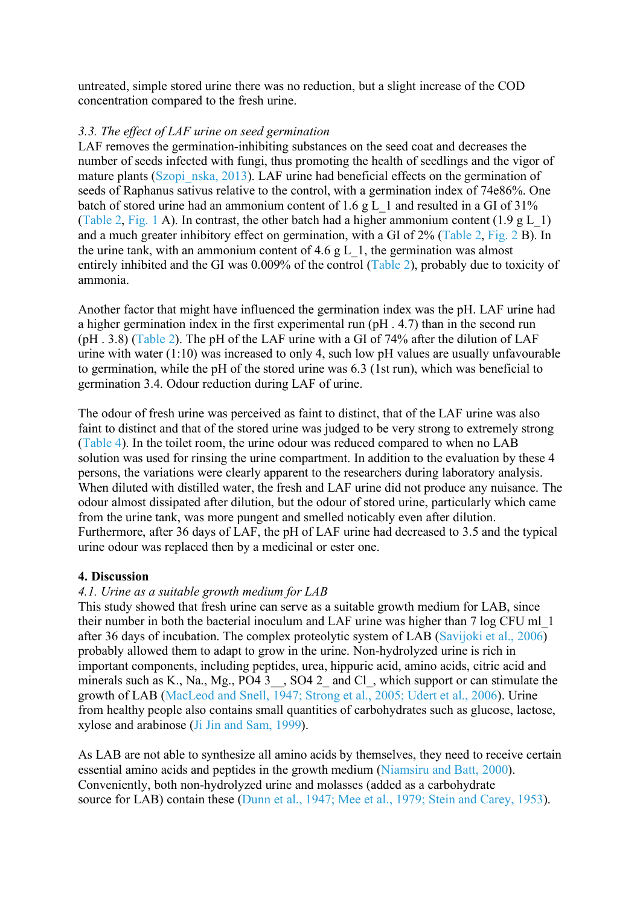untreated, simple stored urine there was no reduction, but a slight increase of the COD concentration compared to the fresh urine.

*3.3. The effect of LAF urine on seed germination*

LAF removes the germination-inhibiting substances on the seed coat and decreases the number of seeds infected with fungi, thus promoting the health of seedlings and the vigor of mature plants (Szopi_nska, 2013). LAF urine had beneficial effects on the germination of seeds of Raphanus sativus relative to the control, with a germination index of 74e86%. One batch of stored urine had an ammonium content of 1.6 g L_1 and resulted in a GI of 31% (Table 2, Fig. 1 A). In contrast, the other batch had a higher ammonium content (1.9 g L_1) and a much greater inhibitory effect on germination, with a GI of 2% (Table 2, Fig. 2 B). In the urine tank, with an ammonium content of 4.6 g L_1, the germination was almost entirely inhibited and the GI was 0.009% of the control (Table 2), probably due to toxicity of ammonia.

Another factor that might have influenced the germination index was the pH. LAF urine had a higher germination index in the first experimental run (pH . 4.7) than in the second run (pH . 3.8) (Table 2). The pH of the LAF urine with a GI of 74% after the dilution of LAF urine with water (1:10) was increased to only 4, such low pH values are usually unfavourable to germination, while the pH of the stored urine was 6.3 (1st run), which was beneficial to germination 3.4. Odour reduction during LAF of urine.

The odour of fresh urine was perceived as faint to distinct, that of the LAF urine was also faint to distinct and that of the stored urine was judged to be very strong to extremely strong (Table 4). In the toilet room, the urine odour was reduced compared to when no LAB solution was used for rinsing the urine compartment. In addition to the evaluation by these 4 persons, the variations were clearly apparent to the researchers during laboratory analysis. When diluted with distilled water, the fresh and LAF urine did not produce any nuisance. The odour almost dissipated after dilution, but the odour of stored urine, particularly which came from the urine tank, was more pungent and smelled noticably even after dilution. Furthermore, after 36 days of LAF, the pH of LAF urine had decreased to 3.5 and the typical urine odour was replaced then by a medicinal or ester one.

**4. Discussion**

*4.1. Urine as a suitable growth medium for LAB*

This study showed that fresh urine can serve as a suitable growth medium for LAB, since their number in both the bacterial inoculum and LAF urine was higher than 7 log CFU ml_1 after 36 days of incubation. The complex proteolytic system of LAB (Savijoki et al., 2006) probably allowed them to adapt to grow in the urine. Non-hydrolyzed urine is rich in important components, including peptides, urea, hippuric acid, amino acids, citric acid and minerals such as K., Na., Mg., PO4 3__, SO4 2_ and Cl_, which support or can stimulate the growth of LAB (MacLeod and Snell, 1947; Strong et al., 2005; Udert et al., 2006). Urine from healthy people also contains small quantities of carbohydrates such as glucose, lactose, xylose and arabinose (Ji Jin and Sam, 1999).

As LAB are not able to synthesize all amino acids by themselves, they need to receive certain essential amino acids and peptides in the growth medium (Niamsiru and Batt, 2000). Conveniently, both non-hydrolyzed urine and molasses (added as a carbohydrate source for LAB) contain these (Dunn et al., 1947; Mee et al., 1979; Stein and Carey, 1953).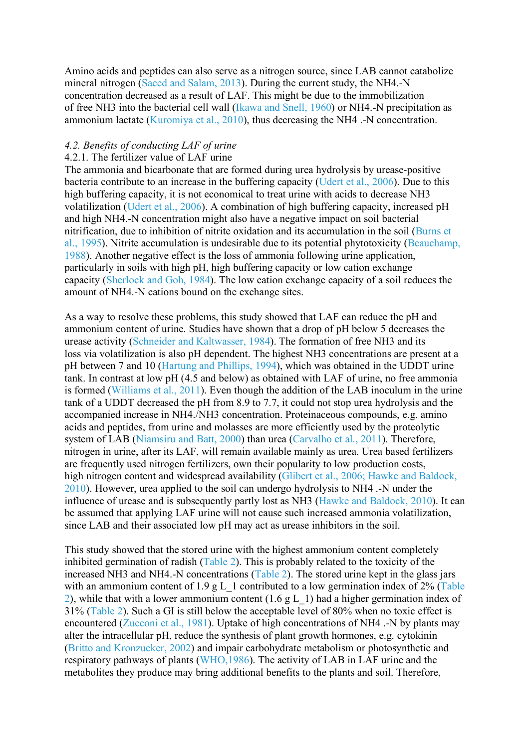Amino acids and peptides can also serve as a nitrogen source, since LAB cannot catabolize mineral nitrogen (Saeed and Salam, 2013). During the current study, the $NH_4$.-N concentration decreased as a result of LAF. This might be due to the immobilization of free $NH_3$ into the bacterial cell wall (Ikawa and Snell, 1960) or $NH_4$.-N precipitation as ammonium lactate (Kuromiya et al., 2010), thus decreasing the $NH_4$ .-N concentration.

*4.2. Benefits of conducting LAF of urine*

4.2.1. The fertilizer value of LAF urine

The ammonia and bicarbonate that are formed during urea hydrolysis by urease-positive bacteria contribute to an increase in the buffering capacity (Udert et al., 2006). Due to this high buffering capacity, it is not economical to treat urine with acids to decrease $NH_3$ volatilization (Udert et al., 2006). A combination of high buffering capacity, increased pH and high $NH_4$.-N concentration might also have a negative impact on soil bacterial nitrification, due to inhibition of nitrite oxidation and its accumulation in the soil (Burns et al., 1995). Nitrite accumulation is undesirable due to its potential phytotoxicity (Beauchamp, 1988). Another negative effect is the loss of ammonia following urine application, particularly in soils with high pH, high buffering capacity or low cation exchange capacity (Sherlock and Goh, 1984). The low cation exchange capacity of a soil reduces the amount of $NH_4$.-N cations bound on the exchange sites.

As a way to resolve these problems, this study showed that LAF can reduce the pH and ammonium content of urine. Studies have shown that a drop of pH below 5 decreases the urease activity (Schneider and Kaltwasser, 1984). The formation of free $NH_3$ and its loss via volatilization is also pH dependent. The highest $NH_3$ concentrations are present at a pH between 7 and 10 (Hartung and Phillips, 1994), which was obtained in the UDDT urine tank. In contrast at low pH (4.5 and below) as obtained with LAF of urine, no free ammonia is formed (Williams et al., 2011). Even though the addition of the LAB inoculum in the urine tank of a UDDT decreased the pH from 8.9 to 7.7, it could not stop urea hydrolysis and the accompanied increase in $NH_4$./$NH_3$ concentration. Proteinaceous compounds, e.g. amino acids and peptides, from urine and molasses are more efficiently used by the proteolytic system of LAB (Niamsiru and Batt, 2000) than urea (Carvalho et al., 2011). Therefore, nitrogen in urine, after its LAF, will remain available mainly as urea. Urea based fertilizers are frequently used nitrogen fertilizers, own their popularity to low production costs, high nitrogen content and widespread availability (Glibert et al., 2006; Hawke and Baldock, 2010). However, urea applied to the soil can undergo hydrolysis to $NH_4$ .-N under the influence of urease and is subsequently partly lost as $NH_3$ (Hawke and Baldock, 2010). It can be assumed that applying LAF urine will not cause such increased ammonia volatilization, since LAB and their associated low pH may act as urease inhibitors in the soil.

This study showed that the stored urine with the highest ammonium content completely inhibited germination of radish (Table 2). This is probably related to the toxicity of the increased $NH_3$ and $NH_4$.-N concentrations (Table 2). The stored urine kept in the glass jars with an ammonium content of 1.9 g L_1 contributed to a low germination index of 2% (Table 2), while that with a lower ammonium content (1.6 g L_1) had a higher germination index of 31% (Table 2). Such a GI is still below the acceptable level of 80% when no toxic effect is encountered (Zucconi et al., 1981). Uptake of high concentrations of $NH_4$ .-N by plants may alter the intracellular pH, reduce the synthesis of plant growth hormones, e.g. cytokinin (Britto and Kronzucker, 2002) and impair carbohydrate metabolism or photosynthetic and respiratory pathways of plants (WHO,1986). The activity of LAB in LAF urine and the metabolites they produce may bring additional benefits to the plants and soil. Therefore,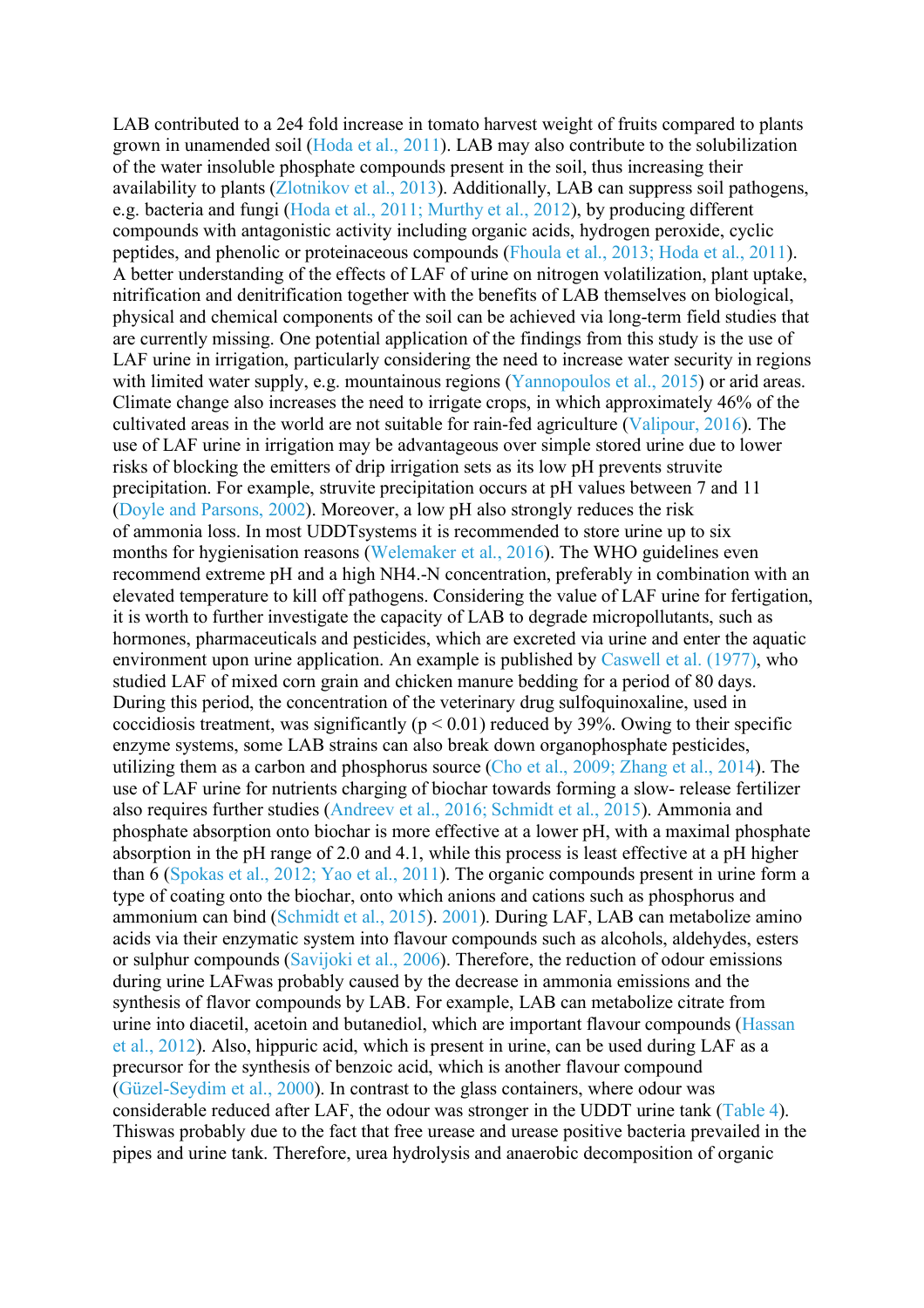LAB contributed to a 2e4 fold increase in tomato harvest weight of fruits compared to plants grown in unamended soil (Hoda et al., 2011). LAB may also contribute to the solubilization of the water insoluble phosphate compounds present in the soil, thus increasing their availability to plants (Zlotnikov et al., 2013). Additionally, LAB can suppress soil pathogens, e.g. bacteria and fungi (Hoda et al., 2011; Murthy et al., 2012), by producing different compounds with antagonistic activity including organic acids, hydrogen peroxide, cyclic peptides, and phenolic or proteinaceous compounds (Fhoula et al., 2013; Hoda et al., 2011). A better understanding of the effects of LAF of urine on nitrogen volatilization, plant uptake, nitrification and denitrification together with the benefits of LAB themselves on biological, physical and chemical components of the soil can be achieved via long-term field studies that are currently missing. One potential application of the findings from this study is the use of LAF urine in irrigation, particularly considering the need to increase water security in regions with limited water supply, e.g. mountainous regions (Yannopoulos et al., 2015) or arid areas. Climate change also increases the need to irrigate crops, in which approximately 46% of the cultivated areas in the world are not suitable for rain-fed agriculture (Valipour, 2016). The use of LAF urine in irrigation may be advantageous over simple stored urine due to lower risks of blocking the emitters of drip irrigation sets as its low pH prevents struvite precipitation. For example, struvite precipitation occurs at pH values between 7 and 11 (Doyle and Parsons, 2002). Moreover, a low pH also strongly reduces the risk of ammonia loss. In most UDDTsystems it is recommended to store urine up to six months for hygienisation reasons (Welemaker et al., 2016). The WHO guidelines even recommend extreme pH and a high NH4.-N concentration, preferably in combination with an elevated temperature to kill off pathogens. Considering the value of LAF urine for fertigation, it is worth to further investigate the capacity of LAB to degrade micropollutants, such as hormones, pharmaceuticals and pesticides, which are excreted via urine and enter the aquatic environment upon urine application. An example is published by Caswell et al. (1977), who studied LAF of mixed corn grain and chicken manure bedding for a period of 80 days. During this period, the concentration of the veterinary drug sulfoquinoxaline, used in coccidiosis treatment, was significantly ($p < 0.01$) reduced by 39%. Owing to their specific enzyme systems, some LAB strains can also break down organophosphate pesticides, utilizing them as a carbon and phosphorus source (Cho et al., 2009; Zhang et al., 2014). The use of LAF urine for nutrients charging of biochar towards forming a slow- release fertilizer also requires further studies (Andreev et al., 2016; Schmidt et al., 2015). Ammonia and phosphate absorption onto biochar is more effective at a lower pH, with a maximal phosphate absorption in the pH range of 2.0 and 4.1, while this process is least effective at a pH higher than 6 (Spokas et al., 2012; Yao et al., 2011). The organic compounds present in urine form a type of coating onto the biochar, onto which anions and cations such as phosphorus and ammonium can bind (Schmidt et al., 2015). 2001). During LAF, LAB can metabolize amino acids via their enzymatic system into flavour compounds such as alcohols, aldehydes, esters or sulphur compounds (Savijoki et al., 2006). Therefore, the reduction of odour emissions during urine LAFwas probably caused by the decrease in ammonia emissions and the synthesis of flavor compounds by LAB. For example, LAB can metabolize citrate from urine into diacetil, acetoin and butanediol, which are important flavour compounds (Hassan et al., 2012). Also, hippuric acid, which is present in urine, can be used during LAF as a precursor for the synthesis of benzoic acid, which is another flavour compound (Güzel-Seydim et al., 2000). In contrast to the glass containers, where odour was considerable reduced after LAF, the odour was stronger in the UDDT urine tank (Table 4). Thiswas probably due to the fact that free urease and urease positive bacteria prevailed in the pipes and urine tank. Therefore, urea hydrolysis and anaerobic decomposition of organic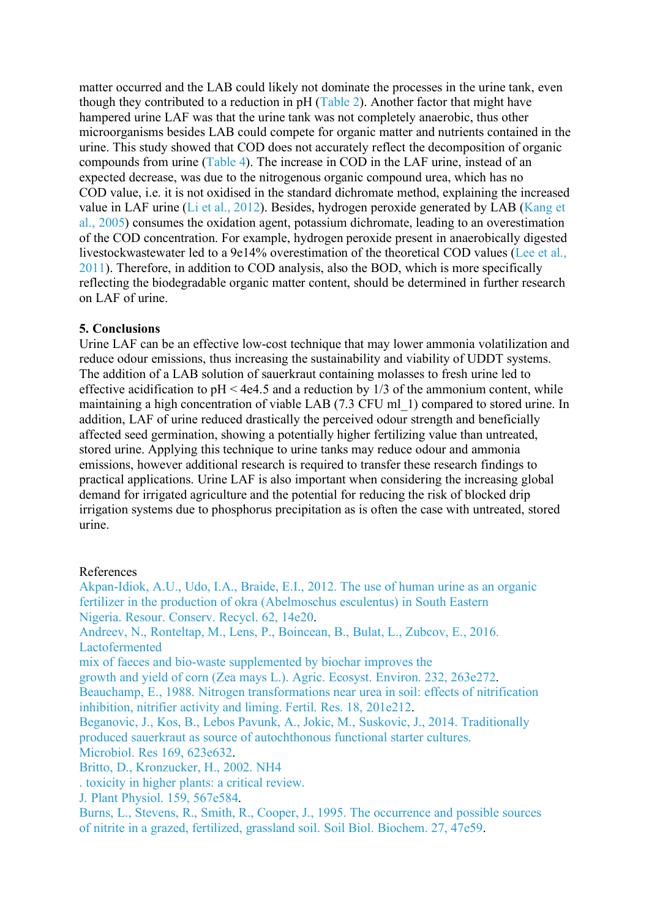matter occurred and the LAB could likely not dominate the processes in the urine tank, even though they contributed to a reduction in pH (Table 2). Another factor that might have hampered urine LAF was that the urine tank was not completely anaerobic, thus other microorganisms besides LAB could compete for organic matter and nutrients contained in the urine. This study showed that COD does not accurately reflect the decomposition of organic compounds from urine (Table 4). The increase in COD in the LAF urine, instead of an expected decrease, was due to the nitrogenous organic compound urea, which has no COD value, i.e. it is not oxidised in the standard dichromate method, explaining the increased value in LAF urine (Li et al., 2012). Besides, hydrogen peroxide generated by LAB (Kang et al., 2005) consumes the oxidation agent, potassium dichromate, leading to an overestimation of the COD concentration. For example, hydrogen peroxide present in anaerobically digested livestockwastewater led to a 9e14% overestimation of the theoretical COD values (Lee et al., 2011). Therefore, in addition to COD analysis, also the BOD, which is more specifically reflecting the biodegradable organic matter content, should be determined in further research on LAF of urine.

## 5. Conclusions

Urine LAF can be an effective low-cost technique that may lower ammonia volatilization and reduce odour emissions, thus increasing the sustainability and viability of UDDT systems. The addition of a LAB solution of sauerkraut containing molasses to fresh urine led to effective acidification to pH < 4e4.5 and a reduction by 1/3 of the ammonium content, while maintaining a high concentration of viable LAB (7.3 CFU ml_1) compared to stored urine. In addition, LAF of urine reduced drastically the perceived odour strength and beneficially affected seed germination, showing a potentially higher fertilizing value than untreated, stored urine. Applying this technique to urine tanks may reduce odour and ammonia emissions, however additional research is required to transfer these research findings to practical applications. Urine LAF is also important when considering the increasing global demand for irrigated agriculture and the potential for reducing the risk of blocked drip irrigation systems due to phosphorus precipitation as is often the case with untreated, stored urine.

References

Akpan-Idiok, A.U., Udo, I.A., Braide, E.I., 2012. The use of human urine as an organic fertilizer in the production of okra (Abelmoschus esculentus) in South Eastern Nigeria. Resour. Conserv. Recycl. 62, 14e20.

Andreev, N., Ronteltap, M., Lens, P., Boincean, B., Bulat, L., Zubcov, E., 2016. Lactofermented mix of faeces and bio-waste supplemented by biochar improves the growth and yield of corn (Zea mays L.). Agric. Ecosyst. Environ. 232, 263e272.

Beauchamp, E., 1988. Nitrogen transformations near urea in soil: effects of nitrification inhibition, nitrifier activity and liming. Fertil. Res. 18, 201e212.

Beganovic, J., Kos, B., Lebos Pavunk, A., Jokic, M., Suskovic, J., 2014. Traditionally produced sauerkraut as source of autochthonous functional starter cultures. Microbiol. Res 169, 623e632.

Britto, D., Kronzucker, H., 2002. NH4 . toxicity in higher plants: a critical review. J. Plant Physiol. 159, 567e584.

Burns, L., Stevens, R., Smith, R., Cooper, J., 1995. The occurrence and possible sources of nitrite in a grazed, fertilized, grassland soil. Soil Biol. Biochem. 27, 47e59.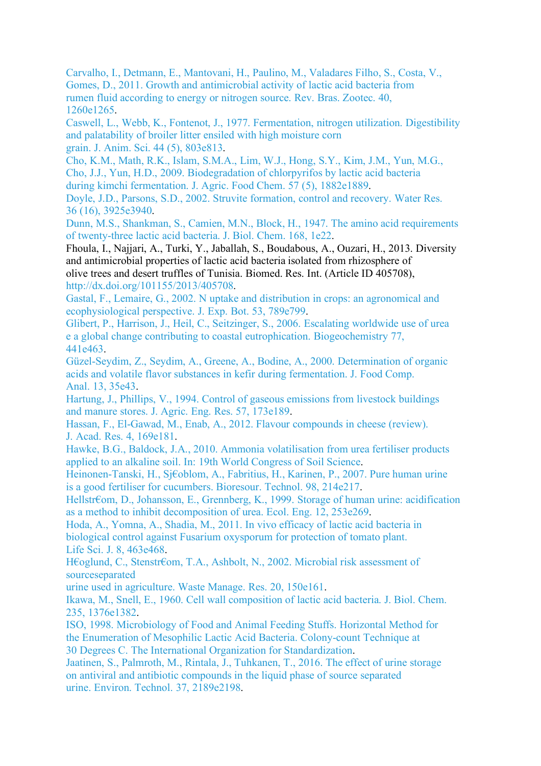Carvalho, I., Detmann, E., Mantovani, H., Paulino, M., Valadares Filho, S., Costa, V., Gomes, D., 2011. Growth and antimicrobial activity of lactic acid bacteria from rumen fluid according to energy or nitrogen source. Rev. Bras. Zootec. 40, 1260e1265.

Caswell, L., Webb, K., Fontenot, J., 1977. Fermentation, nitrogen utilization. Digestibility and palatability of broiler litter ensiled with high moisture corn grain. J. Anim. Sci. 44 (5), 803e813.

Cho, K.M., Math, R.K., Islam, S.M.A., Lim, W.J., Hong, S.Y., Kim, J.M., Yun, M.G., Cho, J.J., Yun, H.D., 2009. Biodegradation of chlorpyrifos by lactic acid bacteria during kimchi fermentation. J. Agric. Food Chem. 57 (5), 1882e1889.

Doyle, J.D., Parsons, S.D., 2002. Struvite formation, control and recovery. Water Res. 36 (16), 3925e3940.

Dunn, M.S., Shankman, S., Camien, M.N., Block, H., 1947. The amino acid requirements of twenty-three lactic acid bacteria. J. Biol. Chem. 168, 1e22.

Fhoula, I., Najjari, A., Turki, Y., Jaballah, S., Boudabous, A., Ouzari, H., 2013. Diversity and antimicrobial properties of lactic acid bacteria isolated from rhizosphere of olive trees and desert truffles of Tunisia. Biomed. Res. Int. (Article ID 405708), http://dx.doi.org/101155/2013/405708.

Gastal, F., Lemaire, G., 2002. N uptake and distribution in crops: an agronomical and ecophysiological perspective. J. Exp. Bot. 53, 789e799.

Glibert, P., Harrison, J., Heil, C., Seitzinger, S., 2006. Escalating worldwide use of urea e a global change contributing to coastal eutrophication. Biogeochemistry 77, 441e463.

Güzel-Seydim, Z., Seydim, A., Greene, A., Bodine, A., 2000. Determination of organic acids and volatile flavor substances in kefir during fermentation. J. Food Comp. Anal. 13, 35e43.

Hartung, J., Phillips, V., 1994. Control of gaseous emissions from livestock buildings and manure stores. J. Agric. Eng. Res. 57, 173e189.

Hassan, F., El-Gawad, M., Enab, A., 2012. Flavour compounds in cheese (review). J. Acad. Res. 4, 169e181.

Hawke, B.G., Baldock, J.A., 2010. Ammonia volatilisation from urea fertiliser products applied to an alkaline soil. In: 19th World Congress of Soil Science.

Heinonen-Tanski, H., Sj€oblom, A., Fabritius, H., Karinen, P., 2007. Pure human urine is a good fertiliser for cucumbers. Bioresour. Technol. 98, 214e217.

Hellstr€om, D., Johansson, E., Grennberg, K., 1999. Storage of human urine: acidification as a method to inhibit decomposition of urea. Ecol. Eng. 12, 253e269.

Hoda, A., Yomna, A., Shadia, M., 2011. In vivo efficacy of lactic acid bacteria in biological control against Fusarium oxysporum for protection of tomato plant. Life Sci. J. 8, 463e468.

H€oglund, C., Stenstr€om, T.A., Ashbolt, N., 2002. Microbial risk assessment of sourceseparated urine used in agriculture. Waste Manage. Res. 20, 150e161.

Ikawa, M., Snell, E., 1960. Cell wall composition of lactic acid bacteria. J. Biol. Chem. 235, 1376e1382.

ISO, 1998. Microbiology of Food and Animal Feeding Stuffs. Horizontal Method for the Enumeration of Mesophilic Lactic Acid Bacteria. Colony-count Technique at 30 Degrees C. The International Organization for Standardization.

Jaatinen, S., Palmroth, M., Rintala, J., Tuhkanen, T., 2016. The effect of urine storage on antiviral and antibiotic compounds in the liquid phase of source separated urine. Environ. Technol. 37, 2189e2198.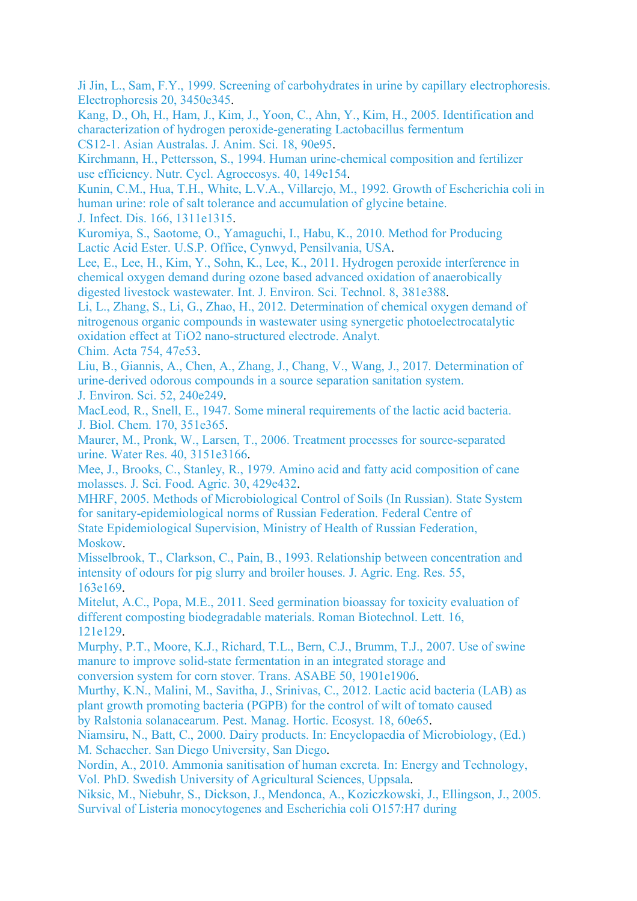Ji Jin, L., Sam, F.Y., 1999. Screening of carbohydrates in urine by capillary electrophoresis. Electrophoresis 20, 3450e345.

Kang, D., Oh, H., Ham, J., Kim, J., Yoon, C., Ahn, Y., Kim, H., 2005. Identification and characterization of hydrogen peroxide-generating Lactobacillus fermentum CS12-1. Asian Australas. J. Anim. Sci. 18, 90e95.

Kirchmann, H., Pettersson, S., 1994. Human urine-chemical composition and fertilizer use efficiency. Nutr. Cycl. Agroecosys. 40, 149e154.

Kunin, C.M., Hua, T.H., White, L.V.A., Villarejo, M., 1992. Growth of Escherichia coli in human urine: role of salt tolerance and accumulation of glycine betaine. J. Infect. Dis. 166, 1311e1315.

Kuromiya, S., Saotome, O., Yamaguchi, I., Habu, K., 2010. Method for Producing Lactic Acid Ester. U.S.P. Office, Cynwyd, Pensilvania, USA.

Lee, E., Lee, H., Kim, Y., Sohn, K., Lee, K., 2011. Hydrogen peroxide interference in chemical oxygen demand during ozone based advanced oxidation of anaerobically digested livestock wastewater. Int. J. Environ. Sci. Technol. 8, 381e388.

Li, L., Zhang, S., Li, G., Zhao, H., 2012. Determination of chemical oxygen demand of nitrogenous organic compounds in wastewater using synergetic photoelectrocatalytic oxidation effect at TiO2 nano-structured electrode. Analyt. Chim. Acta 754, 47e53.

Liu, B., Giannis, A., Chen, A., Zhang, J., Chang, V., Wang, J., 2017. Determination of urine-derived odorous compounds in a source separation sanitation system. J. Environ. Sci. 52, 240e249.

MacLeod, R., Snell, E., 1947. Some mineral requirements of the lactic acid bacteria. J. Biol. Chem. 170, 351e365.

Maurer, M., Pronk, W., Larsen, T., 2006. Treatment processes for source-separated urine. Water Res. 40, 3151e3166.

Mee, J., Brooks, C., Stanley, R., 1979. Amino acid and fatty acid composition of cane molasses. J. Sci. Food. Agric. 30, 429e432.

MHRF, 2005. Methods of Microbiological Control of Soils (In Russian). State System for sanitary-epidemiological norms of Russian Federation. Federal Centre of State Epidemiological Supervision, Ministry of Health of Russian Federation, Moskow.

Misselbrook, T., Clarkson, C., Pain, B., 1993. Relationship between concentration and intensity of odours for pig slurry and broiler houses. J. Agric. Eng. Res. 55, 163e169.

Mitelut, A.C., Popa, M.E., 2011. Seed germination bioassay for toxicity evaluation of different composting biodegradable materials. Roman Biotechnol. Lett. 16, 121e129.

Murphy, P.T., Moore, K.J., Richard, T.L., Bern, C.J., Brumm, T.J., 2007. Use of swine manure to improve solid-state fermentation in an integrated storage and conversion system for corn stover. Trans. ASABE 50, 1901e1906.

Murthy, K.N., Malini, M., Savitha, J., Srinivas, C., 2012. Lactic acid bacteria (LAB) as plant growth promoting bacteria (PGPB) for the control of wilt of tomato caused by Ralstonia solanacearum. Pest. Manag. Hortic. Ecosyst. 18, 60e65.

Niamsiru, N., Batt, C., 2000. Dairy products. In: Encyclopaedia of Microbiology, (Ed.) M. Schaecher. San Diego University, San Diego.

Nordin, A., 2010. Ammonia sanitisation of human excreta. In: Energy and Technology, Vol. PhD. Swedish University of Agricultural Sciences, Uppsala.

Niksic, M., Niebuhr, S., Dickson, J., Mendonca, A., Koziczkowski, J., Ellingson, J., 2005. Survival of Listeria monocytogenes and Escherichia coli O157:H7 during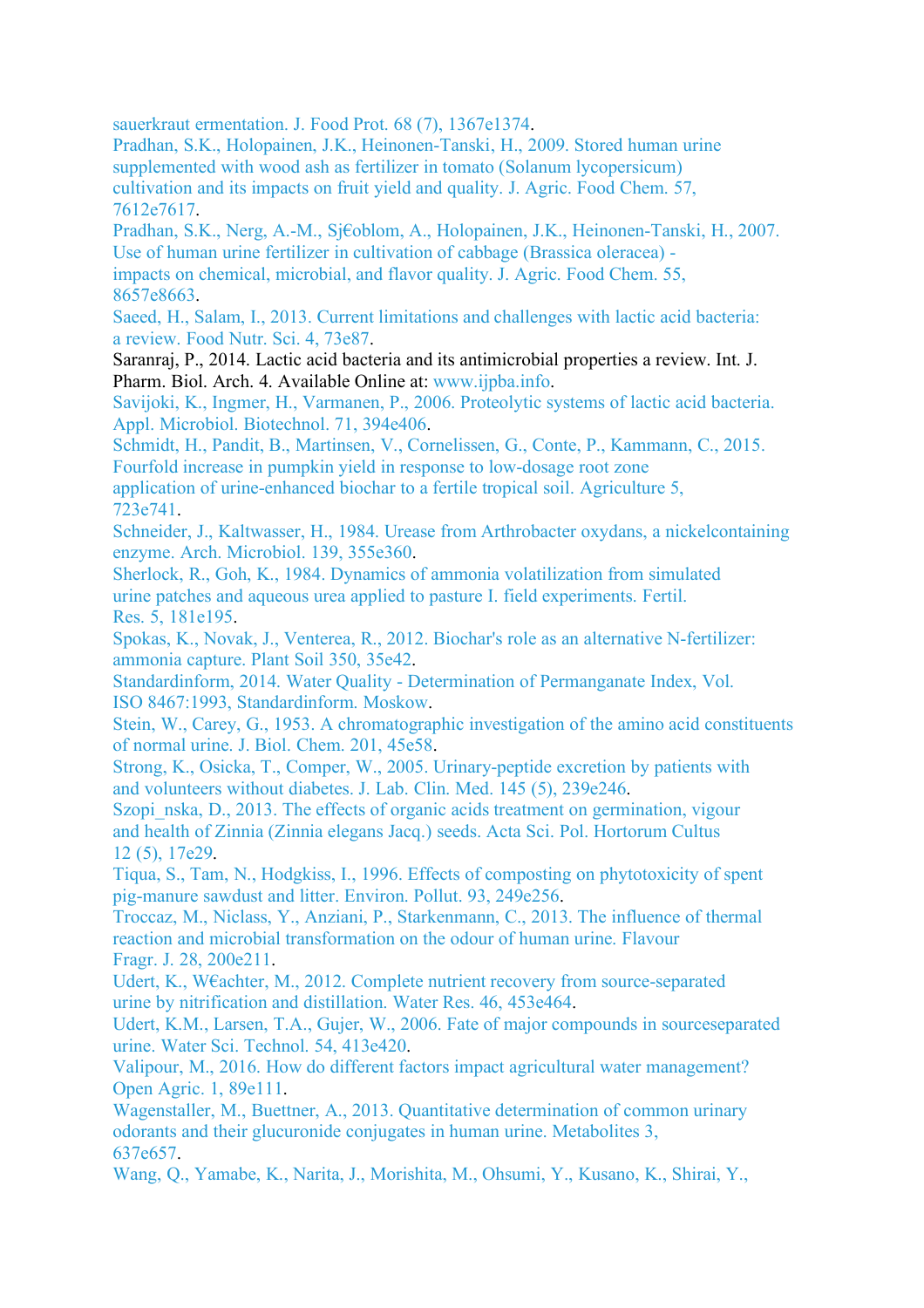sauerkraut ermentation. J. Food Prot. 68 (7), 1367e1374.

Pradhan, S.K., Holopainen, J.K., Heinonen-Tanski, H., 2009. Stored human urine supplemented with wood ash as fertilizer in tomato (Solanum lycopersicum) cultivation and its impacts on fruit yield and quality. J. Agric. Food Chem. 57, 7612e7617.

Pradhan, S.K., Nerg, A.-M., Sj€oblom, A., Holopainen, J.K., Heinonen-Tanski, H., 2007. Use of human urine fertilizer in cultivation of cabbage (Brassica oleracea) - impacts on chemical, microbial, and flavor quality. J. Agric. Food Chem. 55, 8657e8663.

Saeed, H., Salam, I., 2013. Current limitations and challenges with lactic acid bacteria: a review. Food Nutr. Sci. 4, 73e87.

Saranraj, P., 2014. Lactic acid bacteria and its antimicrobial properties a review. Int. J. Pharm. Biol. Arch. 4. Available Online at: www.ijpba.info.

Savijoki, K., Ingmer, H., Varmanen, P., 2006. Proteolytic systems of lactic acid bacteria. Appl. Microbiol. Biotechnol. 71, 394e406.

Schmidt, H., Pandit, B., Martinsen, V., Cornelissen, G., Conte, P., Kammann, C., 2015. Fourfold increase in pumpkin yield in response to low-dosage root zone application of urine-enhanced biochar to a fertile tropical soil. Agriculture 5, 723e741.

Schneider, J., Kaltwasser, H., 1984. Urease from Arthrobacter oxydans, a nickelcontaining enzyme. Arch. Microbiol. 139, 355e360.

Sherlock, R., Goh, K., 1984. Dynamics of ammonia volatilization from simulated urine patches and aqueous urea applied to pasture I. field experiments. Fertil. Res. 5, 181e195.

Spokas, K., Novak, J., Venterea, R., 2012. Biochar's role as an alternative N-fertilizer: ammonia capture. Plant Soil 350, 35e42.

Standardinform, 2014. Water Quality - Determination of Permanganate Index, Vol. ISO 8467:1993, Standardinform. Moskow.

Stein, W., Carey, G., 1953. A chromatographic investigation of the amino acid constituents of normal urine. J. Biol. Chem. 201, 45e58.

Strong, K., Osicka, T., Comper, W., 2005. Urinary-peptide excretion by patients with and volunteers without diabetes. J. Lab. Clin. Med. 145 (5), 239e246.

Szopi_nska, D., 2013. The effects of organic acids treatment on germination, vigour and health of Zinnia (Zinnia elegans Jacq.) seeds. Acta Sci. Pol. Hortorum Cultus 12 (5), 17e29.

Tiqua, S., Tam, N., Hodgkiss, I., 1996. Effects of composting on phytotoxicity of spent pig-manure sawdust and litter. Environ. Pollut. 93, 249e256.

Troccaz, M., Niclass, Y., Anziani, P., Starkenmann, C., 2013. The influence of thermal reaction and microbial transformation on the odour of human urine. Flavour Fragr. J. 28, 200e211.

Udert, K., W€achter, M., 2012. Complete nutrient recovery from source-separated urine by nitrification and distillation. Water Res. 46, 453e464.

Udert, K.M., Larsen, T.A., Gujer, W., 2006. Fate of major compounds in sourceseparated urine. Water Sci. Technol. 54, 413e420.

Valipour, M., 2016. How do different factors impact agricultural water management? Open Agric. 1, 89e111.

Wagenstaller, M., Buettner, A., 2013. Quantitative determination of common urinary odorants and their glucuronide conjugates in human urine. Metabolites 3, 637e657.

Wang, Q., Yamabe, K., Narita, J., Morishita, M., Ohsumi, Y., Kusano, K., Shirai, Y.,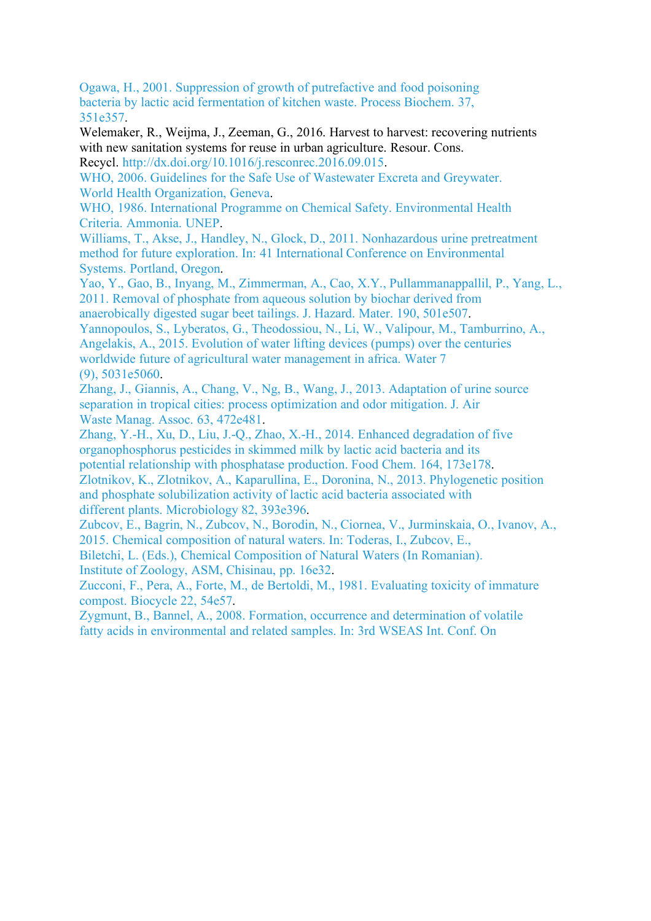Ogawa, H., 2001. Suppression of growth of putrefactive and food poisoning bacteria by lactic acid fermentation of kitchen waste. Process Biochem. 37, 351e357.

Welemaker, R., Weijma, J., Zeeman, G., 2016. Harvest to harvest: recovering nutrients with new sanitation systems for reuse in urban agriculture. Resour. Cons. Recycl. http://dx.doi.org/10.1016/j.resconrec.2016.09.015.

WHO, 2006. Guidelines for the Safe Use of Wastewater Excreta and Greywater. World Health Organization, Geneva.

WHO, 1986. International Programme on Chemical Safety. Environmental Health Criteria. Ammonia. UNEP.

Williams, T., Akse, J., Handley, N., Glock, D., 2011. Nonhazardous urine pretreatment method for future exploration. In: 41 International Conference on Environmental Systems. Portland, Oregon.

Yao, Y., Gao, B., Inyang, M., Zimmerman, A., Cao, X.Y., Pullammanappallil, P., Yang, L., 2011. Removal of phosphate from aqueous solution by biochar derived from anaerobically digested sugar beet tailings. J. Hazard. Mater. 190, 501e507.

Yannopoulos, S., Lyberatos, G., Theodossiou, N., Li, W., Valipour, M., Tamburrino, A., Angelakis, A., 2015. Evolution of water lifting devices (pumps) over the centuries worldwide future of agricultural water management in africa. Water 7 (9), 5031e5060.

Zhang, J., Giannis, A., Chang, V., Ng, B., Wang, J., 2013. Adaptation of urine source separation in tropical cities: process optimization and odor mitigation. J. Air Waste Manag. Assoc. 63, 472e481.

Zhang, Y.-H., Xu, D., Liu, J.-Q., Zhao, X.-H., 2014. Enhanced degradation of five organophosphorus pesticides in skimmed milk by lactic acid bacteria and its potential relationship with phosphatase production. Food Chem. 164, 173e178.

Zlotnikov, K., Zlotnikov, A., Kaparullina, E., Doronina, N., 2013. Phylogenetic position and phosphate solubilization activity of lactic acid bacteria associated with different plants. Microbiology 82, 393e396.

Zubcov, E., Bagrin, N., Zubcov, N., Borodin, N., Ciornea, V., Jurminskaia, O., Ivanov, A., 2015. Chemical composition of natural waters. In: Toderas, I., Zubcov, E., Biletchi, L. (Eds.), Chemical Composition of Natural Waters (In Romanian). Institute of Zoology, ASM, Chisinau, pp. 16e32.

Zucconi, F., Pera, A., Forte, M., de Bertoldi, M., 1981. Evaluating toxicity of immature compost. Biocycle 22, 54e57.

Zygmunt, B., Bannel, A., 2008. Formation, occurrence and determination of volatile fatty acids in environmental and related samples. In: 3rd WSEAS Int. Conf. On